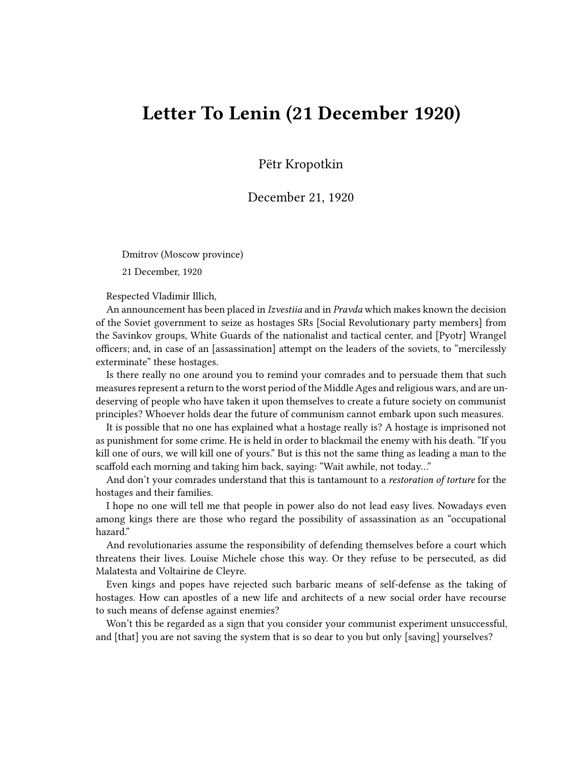# Letter To Lenin (21 December 1920)

Pëtr Kropotkin

December 21, 1920

Dmitrov (Moscow province)

21 December, 1920

Respected Vladimir Illich,

An announcement has been placed in *Izvestiia* and in *Pravda* which makes known the decision of the Soviet government to seize as hostages SRs [Social Revolutionary party members] from the Savinkov groups, White Guards of the nationalist and tactical center, and [Pyotr] Wrangel officers; and, in case of an [assassination] attempt on the leaders of the soviets, to "mercilessly exterminate" these hostages.

Is there really no one around you to remind your comrades and to persuade them that such measures represent a return to the worst period of the Middle Ages and religious wars, and are undeserving of people who have taken it upon themselves to create a future society on communist principles? Whoever holds dear the future of communism cannot embark upon such measures.

It is possible that no one has explained what a hostage really is? A hostage is imprisoned not as punishment for some crime. He is held in order to blackmail the enemy with his death. "If you kill one of ours, we will kill one of yours." But is this not the same thing as leading a man to the scaffold each morning and taking him back, saying: "Wait awhile, not today…"

And don't your comrades understand that this is tantamount to a *restoration of torture* for the hostages and their families.

I hope no one will tell me that people in power also do not lead easy lives. Nowadays even among kings there are those who regard the possibility of assassination as an "occupational hazard."

And revolutionaries assume the responsibility of defending themselves before a court which threatens their lives. Louise Michele chose this way. Or they refuse to be persecuted, as did Malatesta and Voltairine de Cleyre.

Even kings and popes have rejected such barbaric means of self-defense as the taking of hostages. How can apostles of a new life and architects of a new social order have recourse to such means of defense against enemies?

Won't this be regarded as a sign that you consider your communist experiment unsuccessful, and [that] you are not saving the system that is so dear to you but only [saving] yourselves?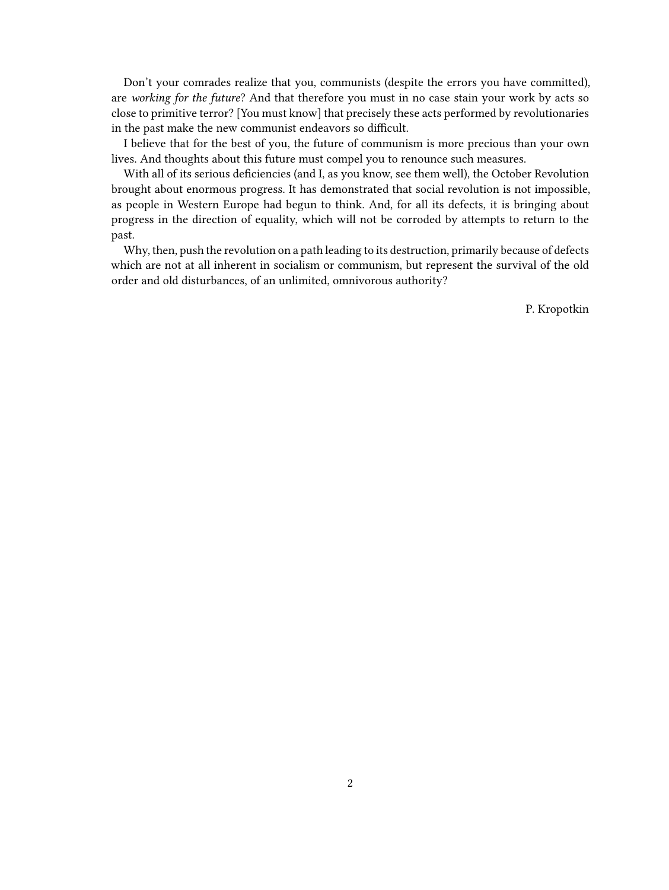Don't your comrades realize that you, communists (despite the errors you have committed), are *working for the future*? And that therefore you must in no case stain your work by acts so close to primitive terror? [You must know] that precisely these acts performed by revolutionaries in the past make the new communist endeavors so difficult.

I believe that for the best of you, the future of communism is more precious than your own lives. And thoughts about this future must compel you to renounce such measures.

With all of its serious deficiencies (and I, as you know, see them well), the October Revolution brought about enormous progress. It has demonstrated that social revolution is not impossible, as people in Western Europe had begun to think. And, for all its defects, it is bringing about progress in the direction of equality, which will not be corroded by attempts to return to the past.

Why, then, push the revolution on a path leading to its destruction, primarily because of defects which are not at all inherent in socialism or communism, but represent the survival of the old order and old disturbances, of an unlimited, omnivorous authority?

P. Kropotkin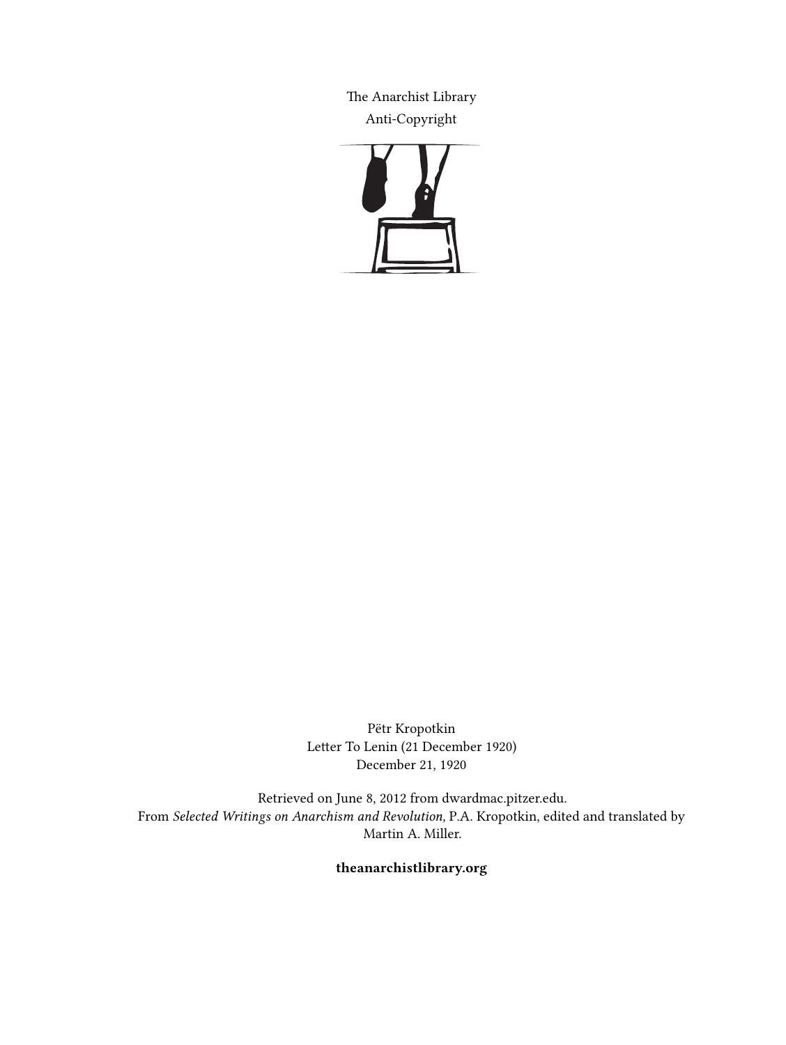The Anarchist Library
Anti-Copyright

Pëtr Kropotkin
Letter To Lenin (21 December 1920)
December 21, 1920

Retrieved on June 8, 2012 from dwardmac.pitzer.edu.
From *Selected Writings on Anarchism and Revolution,* P.A. Kropotkin, edited and translated by Martin A. Miller.

**theanarchistlibrary.org**